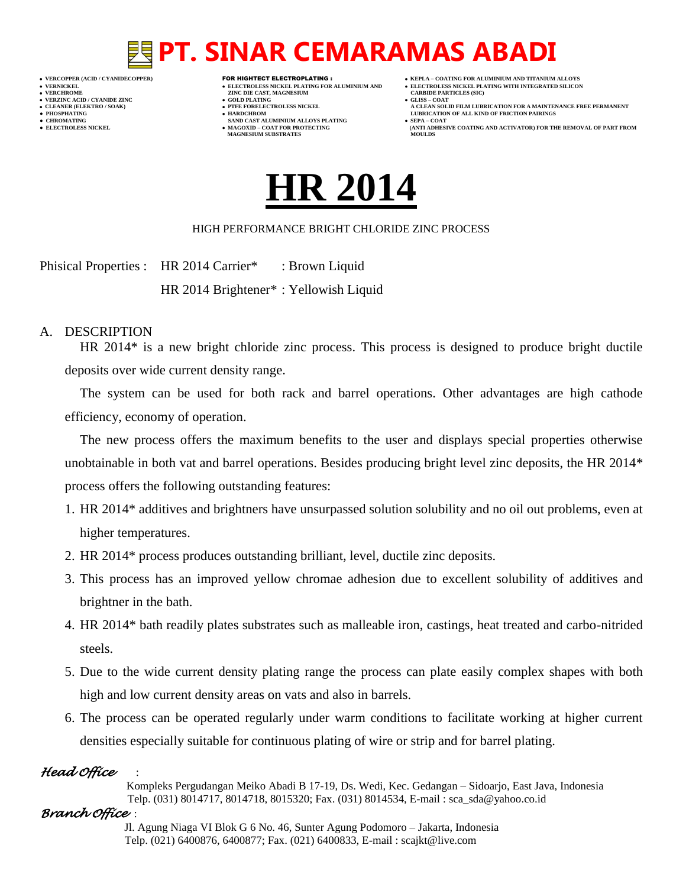# PT. SINAR CEMARAMAS ABADI

- VERCOPPER (ACID / CYANIDECOPPER)
- VERNICKEL
- VERCHROME
- VERZINC ACID / CYANIDE ZINC
- CLEANER (ELEKTRO / SOAK)
- PHOSPHATING
- CHROMATING
- ELECTROLESS NICKEL

**FOR HIGHTECT ELECTROPLATING :**

- ELECTROLESS NICKEL PLATING FOR ALUMINIUM AND ZINC DIE CAST, MAGNESIUM
- GOLD PLATING
- PTFE FORELECTROLESS NICKEL
- HARDCHROM SAND CAST ALUMINIUM ALLOYS PLATING
- MAGOXID – COAT FOR PROTECTING MAGNESIUM SUBSTRATES

- KEPLA – COATING FOR ALUMINIUM AND TITANIUM ALLOYS
- ELECTROLESS NICKEL PLATING WITH INTEGRATED SILICON CARBIDE PARTICLES (SIC)
- GLISS – COAT A CLEAN SOLID FILM LUBRICATION FOR A MAINTENANCE FREE PERMANENT LUBRICATION OF ALL KIND OF FRICTION PAIRINGS
- SEPA – COAT (ANTI ADHESIVE COATING AND ACTIVATOR) FOR THE REMOVAL OF PART FROM MOULDS

# HR 2014

HIGH PERFORMANCE BRIGHT CHLORIDE ZINC PROCESS

Phisical Properties : HR 2014 Carrier* : Brown Liquid

HR 2014 Brightener* : Yellowish Liquid

## A. DESCRIPTION

HR 2014* is a new bright chloride zinc process. This process is designed to produce bright ductile deposits over wide current density range.

The system can be used for both rack and barrel operations. Other advantages are high cathode efficiency, economy of operation.

The new process offers the maximum benefits to the user and displays special properties otherwise unobtainable in both vat and barrel operations. Besides producing bright level zinc deposits, the HR 2014* process offers the following outstanding features:

1. HR 2014* additives and brightners have unsurpassed solution solubility and no oil out problems, even at higher temperatures.
2. HR 2014* process produces outstanding brilliant, level, ductile zinc deposits.
3. This process has an improved yellow chromae adhesion due to excellent solubility of additives and brightner in the bath.
4. HR 2014* bath readily plates substrates such as malleable iron, castings, heat treated and carbo-nitrided steels.
5. Due to the wide current density plating range the process can plate easily complex shapes with both high and low current density areas on vats and also in barrels.
6. The process can be operated regularly under warm conditions to facilitate working at higher current densities especially suitable for continuous plating of wire or strip and for barrel plating.

*Head Office* :
Kompleks Pergudangan Meiko Abadi B 17-19, Ds. Wedi, Kec. Gedangan – Sidoarjo, East Java, Indonesia
Telp. (031) 8014717, 8014718, 8015320; Fax. (031) 8014534, E-mail : sca_sda@yahoo.co.id

*Branch Office* :
Jl. Agung Niaga VI Blok G 6 No. 46, Sunter Agung Podomoro – Jakarta, Indonesia
Telp. (021) 6400876, 6400877; Fax. (021) 6400833, E-mail : scajkt@live.com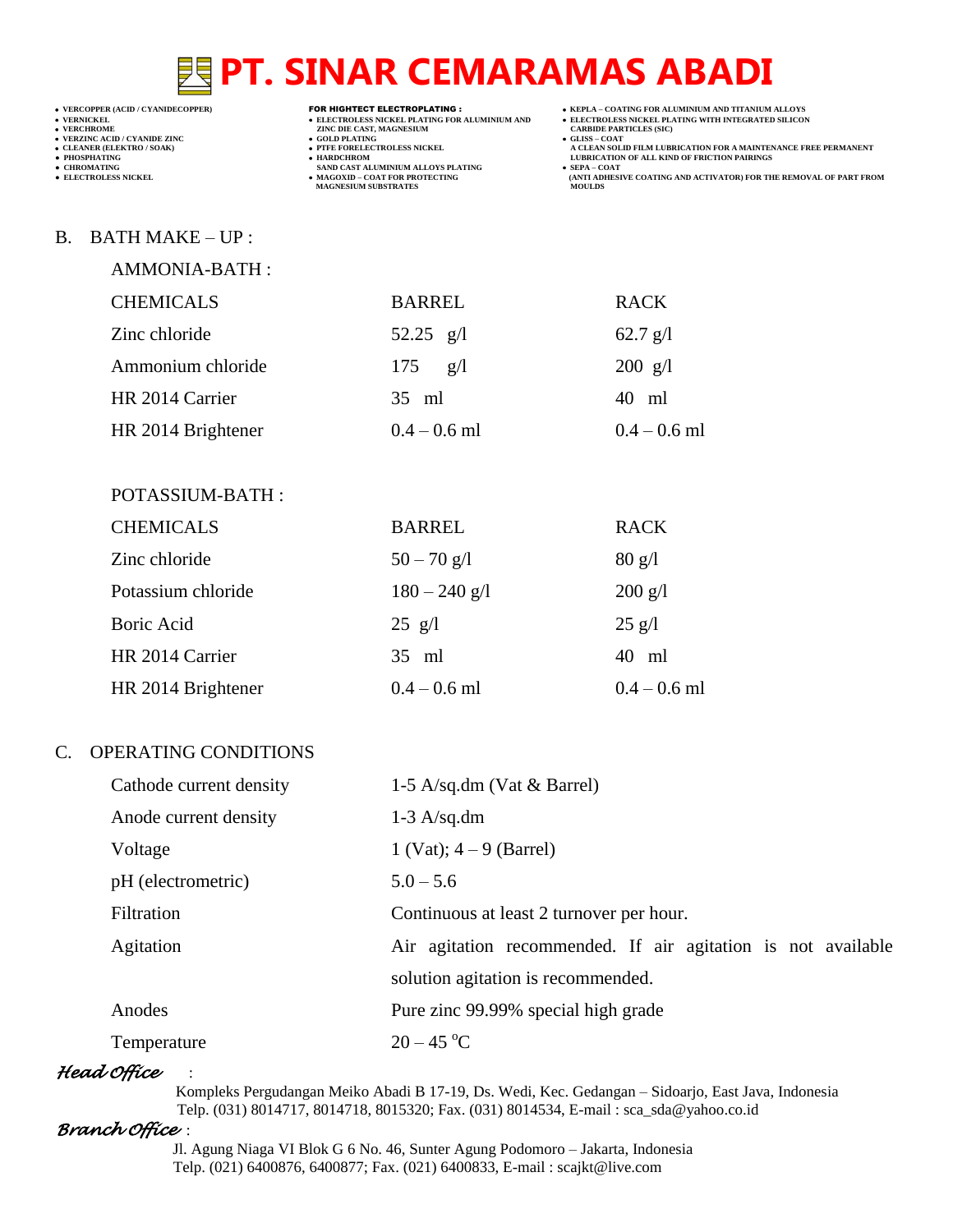## B. BATH MAKE – UP :

AMMONIA-BATH :

| CHEMICALS | BARREL | RACK |
| --- | --- | --- |
| Zinc chloride | 52.25 g/l | 62.7 g/l |
| Ammonium chloride | 175 g/l | 200 g/l |
| HR 2014 Carrier | 35 ml | 40 ml |
| HR 2014 Brightener | 0.4 – 0.6 ml | 0.4 – 0.6 ml |

POTASSIUM-BATH :

| CHEMICALS | BARREL | RACK |
| --- | --- | --- |
| Zinc chloride | 50 – 70 g/l | 80 g/l |
| Potassium chloride | 180 – 240 g/l | 200 g/l |
| Boric Acid | 25 g/l | 25 g/l |
| HR 2014 Carrier | 35 ml | 40 ml |
| HR 2014 Brightener | 0.4 – 0.6 ml | 0.4 – 0.6 ml |

## C. OPERATING CONDITIONS

| | |
| --- | --- |
| Cathode current density | 1-5 A/sq.dm (Vat & Barrel) |
| Anode current density | 1-3 A/sq.dm |
| Voltage | 1 (Vat); 4 – 9 (Barrel) |
| pH (electrometric) | 5.0 – 5.6 |
| Filtration | Continuous at least 2 turnover per hour. |
| Agitation | Air agitation recommended. If air agitation is not available solution agitation is recommended. |
| Anodes | Pure zinc 99.99% special high grade |
| Temperature | 20 – 45 $^{o}$C |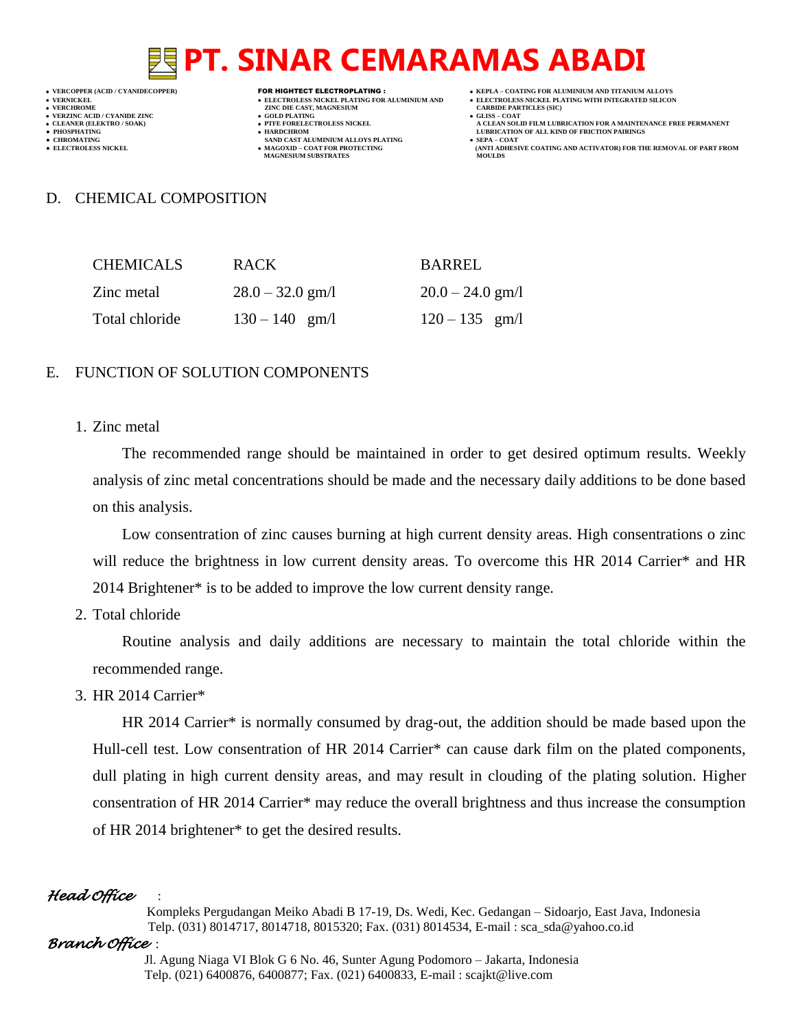## D. CHEMICAL COMPOSITION

| CHEMICALS | RACK | BARREL |
| --- | --- | --- |
| Zinc metal | 28.0 – 32.0 gm/l | 20.0 – 24.0 gm/l |
| Total chloride | 130 – 140 gm/l | 120 – 135 gm/l |

## E. FUNCTION OF SOLUTION COMPONENTS

1. Zinc metal

   The recommended range should be maintained in order to get desired optimum results. Weekly analysis of zinc metal concentrations should be made and the necessary daily additions to be done based on this analysis.

   Low consentration of zinc causes burning at high current density areas. High consentrations o zinc will reduce the brightness in low current density areas. To overcome this HR 2014 Carrier* and HR 2014 Brightener* is to be added to improve the low current density range.

2. Total chloride

   Routine analysis and daily additions are necessary to maintain the total chloride within the recommended range.

3. HR 2014 Carrier*

   HR 2014 Carrier* is normally consumed by drag-out, the addition should be made based upon the Hull-cell test. Low consentration of HR 2014 Carrier* can cause dark film on the plated components, dull plating in high current density areas, and may result in clouding of the plating solution. Higher consentration of HR 2014 Carrier* may reduce the overall brightness and thus increase the consumption of HR 2014 brightener* to get the desired results.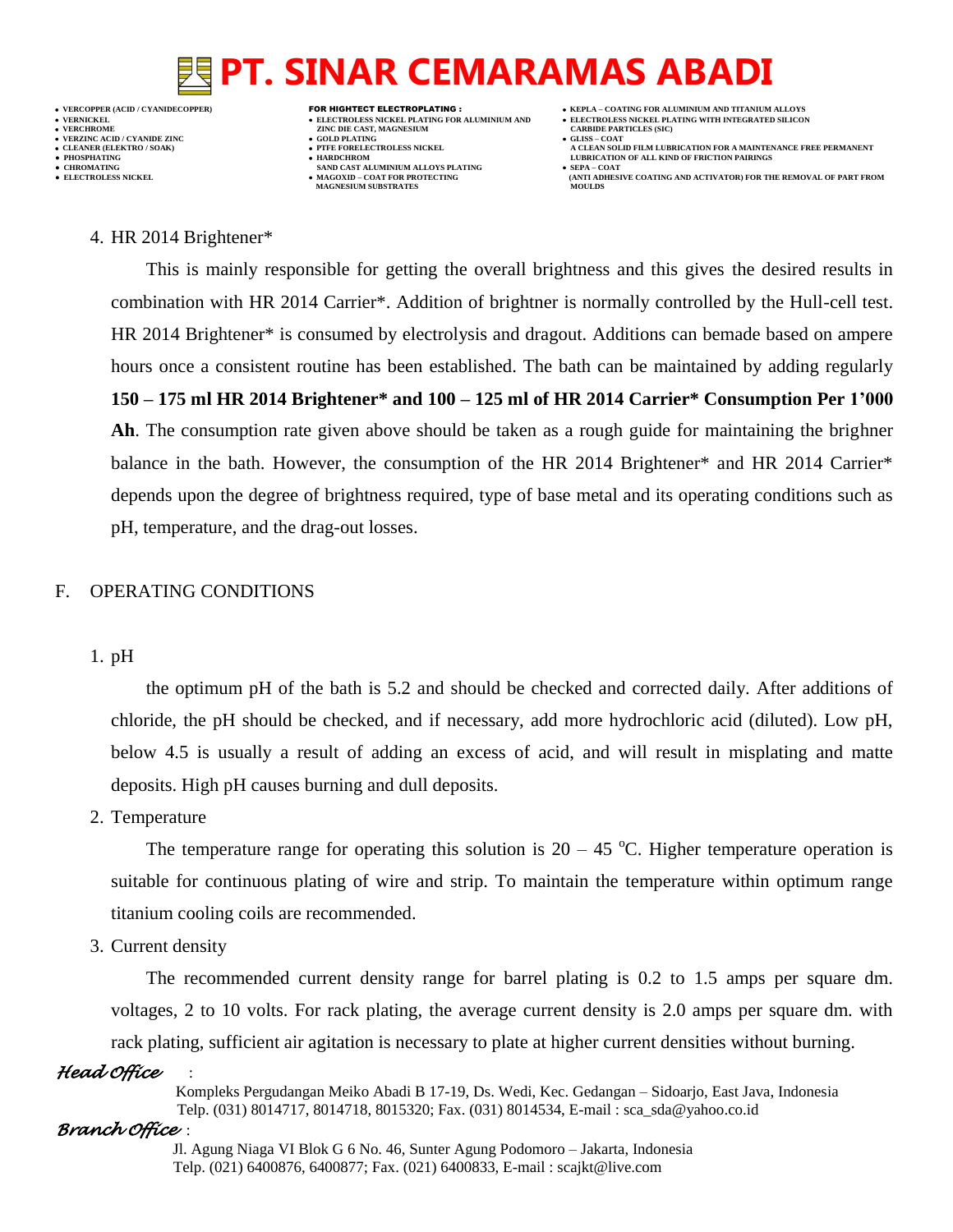4. HR 2014 Brightener*

This is mainly responsible for getting the overall brightness and this gives the desired results in combination with HR 2014 Carrier*. Addition of brightner is normally controlled by the Hull-cell test. HR 2014 Brightener* is consumed by electrolysis and dragout. Additions can bemade based on ampere hours once a consistent routine has been established. The bath can be maintained by adding regularly **150 – 175 ml HR 2014 Brightener* and 100 – 125 ml of HR 2014 Carrier* Consumption Per 1'000 Ah**. The consumption rate given above should be taken as a rough guide for maintaining the brighner balance in the bath. However, the consumption of the HR 2014 Brightener* and HR 2014 Carrier* depends upon the degree of brightness required, type of base metal and its operating conditions such as pH, temperature, and the drag-out losses.

## F. OPERATING CONDITIONS

1. pH

the optimum pH of the bath is 5.2 and should be checked and corrected daily. After additions of chloride, the pH should be checked, and if necessary, add more hydrochloric acid (diluted). Low pH, below 4.5 is usually a result of adding an excess of acid, and will result in misplating and matte deposits. High pH causes burning and dull deposits.

2. Temperature

The temperature range for operating this solution is 20 – 45 $^{o}$C. Higher temperature operation is suitable for continuous plating of wire and strip. To maintain the temperature within optimum range titanium cooling coils are recommended.

3. Current density

The recommended current density range for barrel plating is 0.2 to 1.5 amps per square dm. voltages, 2 to 10 volts. For rack plating, the average current density is 2.0 amps per square dm. with rack plating, sufficient air agitation is necessary to plate at higher current densities without burning.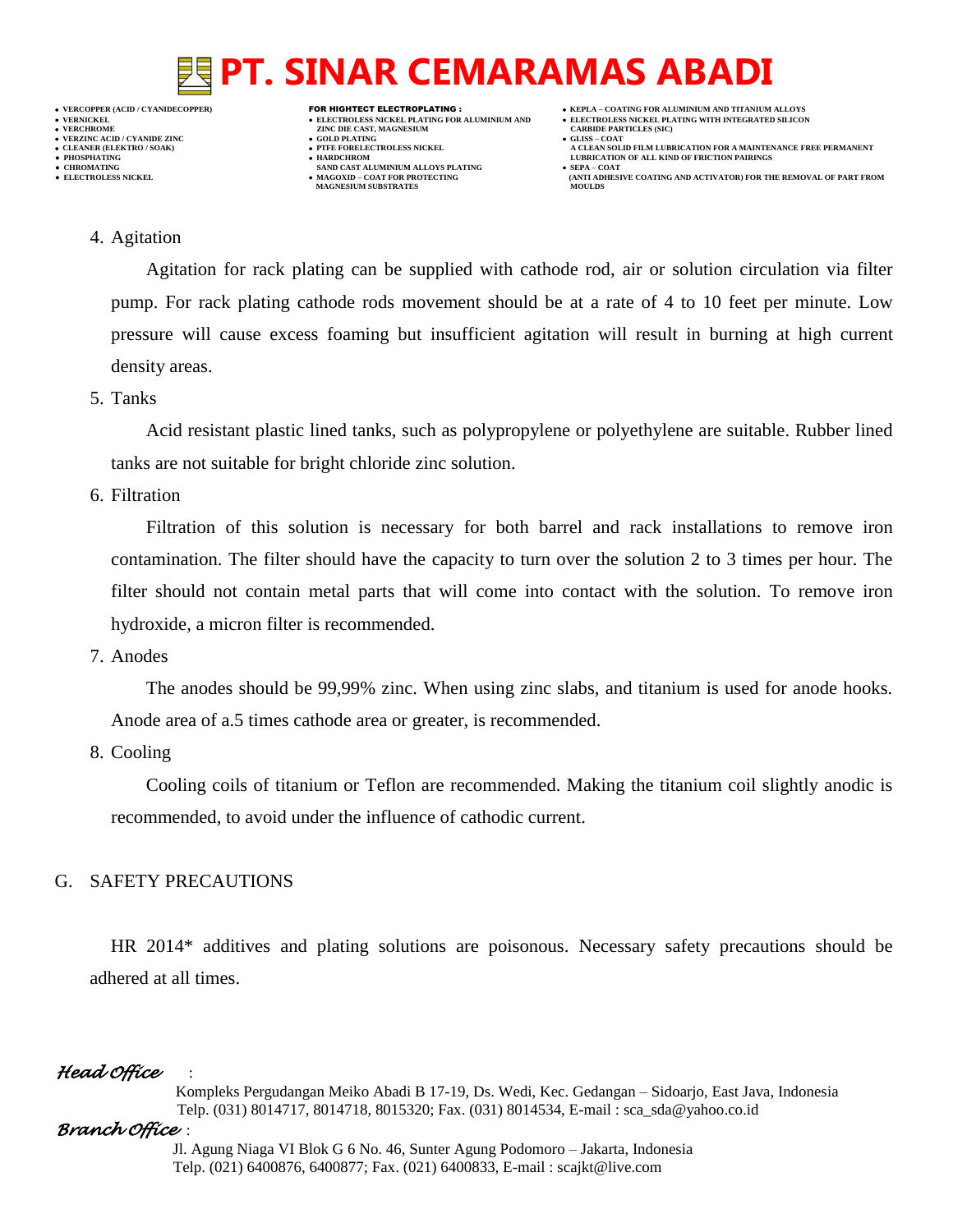4. Agitation

   Agitation for rack plating can be supplied with cathode rod, air or solution circulation via filter pump. For rack plating cathode rods movement should be at a rate of 4 to 10 feet per minute. Low pressure will cause excess foaming but insufficient agitation will result in burning at high current density areas.

5. Tanks

   Acid resistant plastic lined tanks, such as polypropylene or polyethylene are suitable. Rubber lined tanks are not suitable for bright chloride zinc solution.

6. Filtration

   Filtration of this solution is necessary for both barrel and rack installations to remove iron contamination. The filter should have the capacity to turn over the solution 2 to 3 times per hour. The filter should not contain metal parts that will come into contact with the solution. To remove iron hydroxide, a micron filter is recommended.

7. Anodes

   The anodes should be 99,99% zinc. When using zinc slabs, and titanium is used for anode hooks. Anode area of a.5 times cathode area or greater, is recommended.

8. Cooling

   Cooling coils of titanium or Teflon are recommended. Making the titanium coil slightly anodic is recommended, to avoid under the influence of cathodic current.

G. SAFETY PRECAUTIONS

HR 2014* additives and plating solutions are poisonous. Necessary safety precautions should be adhered at all times.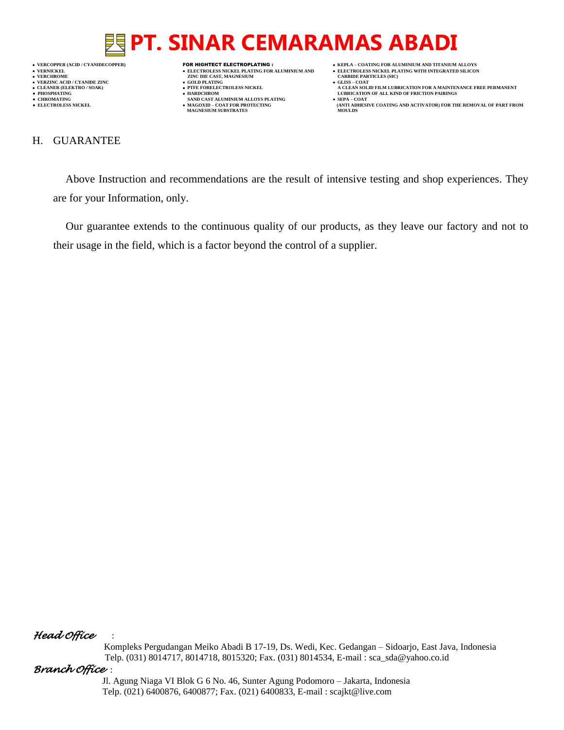## H. GUARANTEE

Above Instruction and recommendations are the result of intensive testing and shop experiences. They are for your Information, only.

Our guarantee extends to the continuous quality of our products, as they leave our factory and not to their usage in the field, which is a factor beyond the control of a supplier.